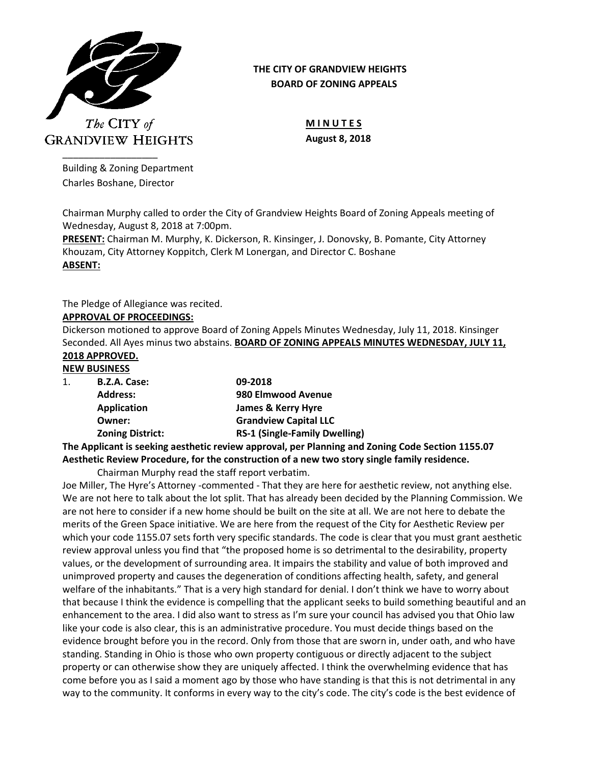The CITY of GRANDVIEW HEIGHTS

Building & Zoning Department
Charles Boshane, Director

**THE CITY OF GRANDVIEW HEIGHTS**
**BOARD OF ZONING APPEALS**

**M I N U T E S**
**August 8, 2018**

Chairman Murphy called to order the City of Grandview Heights Board of Zoning Appeals meeting of Wednesday, August 8, 2018 at 7:00pm.

**PRESENT:** Chairman M. Murphy, K. Dickerson, R. Kinsinger, J. Donovsky, B. Pomante, City Attorney Khouzam, City Attorney Koppitch, Clerk M Lonergan, and Director C. Boshane

**ABSENT:**

The Pledge of Allegiance was recited.

**APPROVAL OF PROCEEDINGS:**

Dickerson motioned to approve Board of Zoning Appels Minutes Wednesday, July 11, 2018. Kinsinger Seconded. All Ayes minus two abstains. **BOARD OF ZONING APPEALS MINUTES WEDNESDAY, JULY 11, 2018 APPROVED.**

**NEW BUSINESS**

1. **B.Z.A. Case:** **09-2018**
   **Address:** **980 Elmwood Avenue**
   **Application** **James & Kerry Hyre**
   **Owner:** **Grandview Capital LLC**
   **Zoning District:** **RS-1 (Single-Family Dwelling)**

**The Applicant is seeking aesthetic review approval, per Planning and Zoning Code Section 1155.07 Aesthetic Review Procedure, for the construction of a new two story single family residence.**

Chairman Murphy read the staff report verbatim.

Joe Miller, The Hyre's Attorney -commented - That they are here for aesthetic review, not anything else. We are not here to talk about the lot split. That has already been decided by the Planning Commission. We are not here to consider if a new home should be built on the site at all. We are not here to debate the merits of the Green Space initiative. We are here from the request of the City for Aesthetic Review per which your code 1155.07 sets forth very specific standards. The code is clear that you must grant aesthetic review approval unless you find that "the proposed home is so detrimental to the desirability, property values, or the development of surrounding area. It impairs the stability and value of both improved and unimproved property and causes the degeneration of conditions affecting health, safety, and general welfare of the inhabitants." That is a very high standard for denial. I don't think we have to worry about that because I think the evidence is compelling that the applicant seeks to build something beautiful and an enhancement to the area. I did also want to stress as I'm sure your council has advised you that Ohio law like your code is also clear, this is an administrative procedure. You must decide things based on the evidence brought before you in the record. Only from those that are sworn in, under oath, and who have standing. Standing in Ohio is those who own property contiguous or directly adjacent to the subject property or can otherwise show they are uniquely affected. I think the overwhelming evidence that has come before you as I said a moment ago by those who have standing is that this is not detrimental in any way to the community. It conforms in every way to the city's code. The city's code is the best evidence of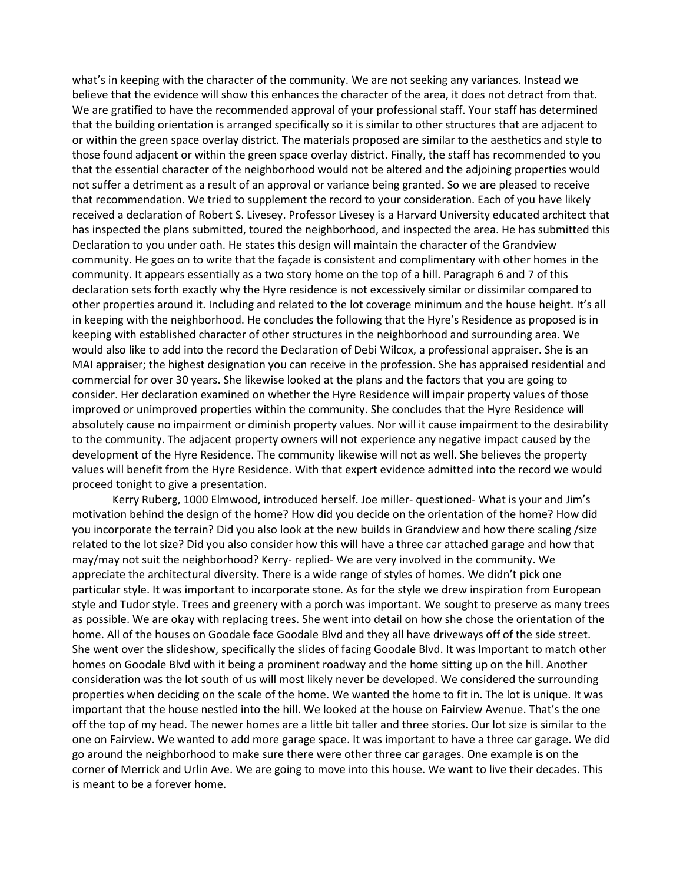what's in keeping with the character of the community. We are not seeking any variances. Instead we believe that the evidence will show this enhances the character of the area, it does not detract from that. We are gratified to have the recommended approval of your professional staff. Your staff has determined that the building orientation is arranged specifically so it is similar to other structures that are adjacent to or within the green space overlay district. The materials proposed are similar to the aesthetics and style to those found adjacent or within the green space overlay district. Finally, the staff has recommended to you that the essential character of the neighborhood would not be altered and the adjoining properties would not suffer a detriment as a result of an approval or variance being granted. So we are pleased to receive that recommendation. We tried to supplement the record to your consideration. Each of you have likely received a declaration of Robert S. Livesey. Professor Livesey is a Harvard University educated architect that has inspected the plans submitted, toured the neighborhood, and inspected the area. He has submitted this Declaration to you under oath. He states this design will maintain the character of the Grandview community. He goes on to write that the façade is consistent and complimentary with other homes in the community. It appears essentially as a two story home on the top of a hill. Paragraph 6 and 7 of this declaration sets forth exactly why the Hyre residence is not excessively similar or dissimilar compared to other properties around it. Including and related to the lot coverage minimum and the house height. It's all in keeping with the neighborhood. He concludes the following that the Hyre's Residence as proposed is in keeping with established character of other structures in the neighborhood and surrounding area. We would also like to add into the record the Declaration of Debi Wilcox, a professional appraiser. She is an MAI appraiser; the highest designation you can receive in the profession. She has appraised residential and commercial for over 30 years. She likewise looked at the plans and the factors that you are going to consider. Her declaration examined on whether the Hyre Residence will impair property values of those improved or unimproved properties within the community. She concludes that the Hyre Residence will absolutely cause no impairment or diminish property values. Nor will it cause impairment to the desirability to the community. The adjacent property owners will not experience any negative impact caused by the development of the Hyre Residence. The community likewise will not as well. She believes the property values will benefit from the Hyre Residence. With that expert evidence admitted into the record we would proceed tonight to give a presentation.

Kerry Ruberg, 1000 Elmwood, introduced herself. Joe miller- questioned- What is your and Jim's motivation behind the design of the home? How did you decide on the orientation of the home? How did you incorporate the terrain? Did you also look at the new builds in Grandview and how there scaling /size related to the lot size? Did you also consider how this will have a three car attached garage and how that may/may not suit the neighborhood? Kerry- replied- We are very involved in the community. We appreciate the architectural diversity. There is a wide range of styles of homes. We didn't pick one particular style. It was important to incorporate stone. As for the style we drew inspiration from European style and Tudor style. Trees and greenery with a porch was important. We sought to preserve as many trees as possible. We are okay with replacing trees. She went into detail on how she chose the orientation of the home. All of the houses on Goodale face Goodale Blvd and they all have driveways off of the side street. She went over the slideshow, specifically the slides of facing Goodale Blvd. It was Important to match other homes on Goodale Blvd with it being a prominent roadway and the home sitting up on the hill. Another consideration was the lot south of us will most likely never be developed. We considered the surrounding properties when deciding on the scale of the home. We wanted the home to fit in. The lot is unique. It was important that the house nestled into the hill. We looked at the house on Fairview Avenue. That's the one off the top of my head. The newer homes are a little bit taller and three stories. Our lot size is similar to the one on Fairview. We wanted to add more garage space. It was important to have a three car garage. We did go around the neighborhood to make sure there were other three car garages. One example is on the corner of Merrick and Urlin Ave. We are going to move into this house. We want to live their decades. This is meant to be a forever home.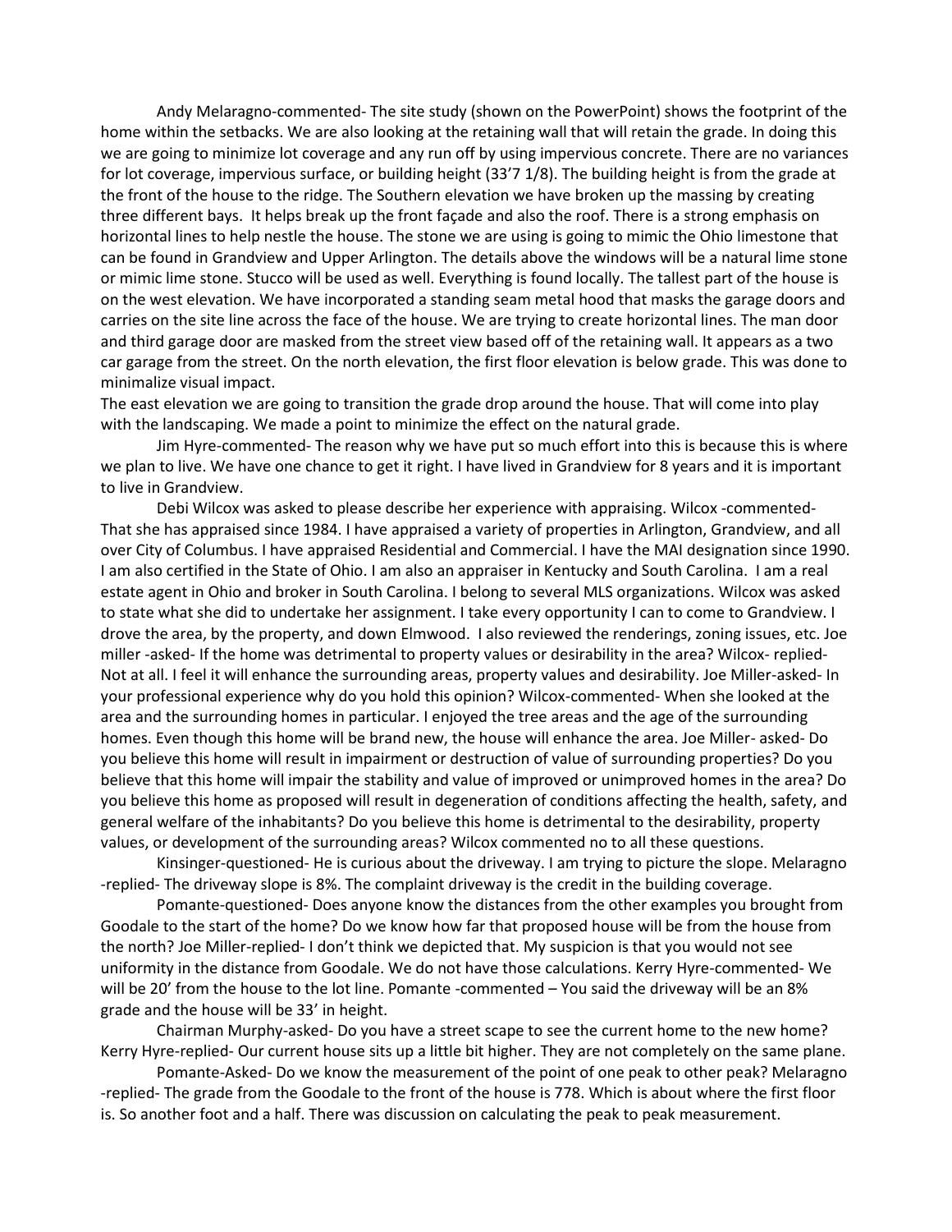Andy Melaragno-commented- The site study (shown on the PowerPoint) shows the footprint of the home within the setbacks. We are also looking at the retaining wall that will retain the grade. In doing this we are going to minimize lot coverage and any run off by using impervious concrete. There are no variances for lot coverage, impervious surface, or building height (33'7 1/8). The building height is from the grade at the front of the house to the ridge. The Southern elevation we have broken up the massing by creating three different bays. It helps break up the front façade and also the roof. There is a strong emphasis on horizontal lines to help nestle the house. The stone we are using is going to mimic the Ohio limestone that can be found in Grandview and Upper Arlington. The details above the windows will be a natural lime stone or mimic lime stone. Stucco will be used as well. Everything is found locally. The tallest part of the house is on the west elevation. We have incorporated a standing seam metal hood that masks the garage doors and carries on the site line across the face of the house. We are trying to create horizontal lines. The man door and third garage door are masked from the street view based off of the retaining wall. It appears as a two car garage from the street. On the north elevation, the first floor elevation is below grade. This was done to minimalize visual impact.

The east elevation we are going to transition the grade drop around the house. That will come into play with the landscaping. We made a point to minimize the effect on the natural grade.

Jim Hyre-commented- The reason why we have put so much effort into this is because this is where we plan to live. We have one chance to get it right. I have lived in Grandview for 8 years and it is important to live in Grandview.

Debi Wilcox was asked to please describe her experience with appraising. Wilcox -commented- That she has appraised since 1984. I have appraised a variety of properties in Arlington, Grandview, and all over City of Columbus. I have appraised Residential and Commercial. I have the MAI designation since 1990. I am also certified in the State of Ohio. I am also an appraiser in Kentucky and South Carolina. I am a real estate agent in Ohio and broker in South Carolina. I belong to several MLS organizations. Wilcox was asked to state what she did to undertake her assignment. I take every opportunity I can to come to Grandview. I drove the area, by the property, and down Elmwood. I also reviewed the renderings, zoning issues, etc. Joe miller -asked- If the home was detrimental to property values or desirability in the area? Wilcox- replied- Not at all. I feel it will enhance the surrounding areas, property values and desirability. Joe Miller-asked- In your professional experience why do you hold this opinion? Wilcox-commented- When she looked at the area and the surrounding homes in particular. I enjoyed the tree areas and the age of the surrounding homes. Even though this home will be brand new, the house will enhance the area. Joe Miller- asked- Do you believe this home will result in impairment or destruction of value of surrounding properties? Do you believe that this home will impair the stability and value of improved or unimproved homes in the area? Do you believe this home as proposed will result in degeneration of conditions affecting the health, safety, and general welfare of the inhabitants? Do you believe this home is detrimental to the desirability, property values, or development of the surrounding areas? Wilcox commented no to all these questions.

Kinsinger-questioned- He is curious about the driveway. I am trying to picture the slope. Melaragno -replied- The driveway slope is 8%. The complaint driveway is the credit in the building coverage.

Pomante-questioned- Does anyone know the distances from the other examples you brought from Goodale to the start of the home? Do we know how far that proposed house will be from the house from the north? Joe Miller-replied- I don't think we depicted that. My suspicion is that you would not see uniformity in the distance from Goodale. We do not have those calculations. Kerry Hyre-commented- We will be 20' from the house to the lot line. Pomante -commented – You said the driveway will be an 8% grade and the house will be 33' in height.

Chairman Murphy-asked- Do you have a street scape to see the current home to the new home? Kerry Hyre-replied- Our current house sits up a little bit higher. They are not completely on the same plane.

Pomante-Asked- Do we know the measurement of the point of one peak to other peak? Melaragno -replied- The grade from the Goodale to the front of the house is 778. Which is about where the first floor is. So another foot and a half. There was discussion on calculating the peak to peak measurement.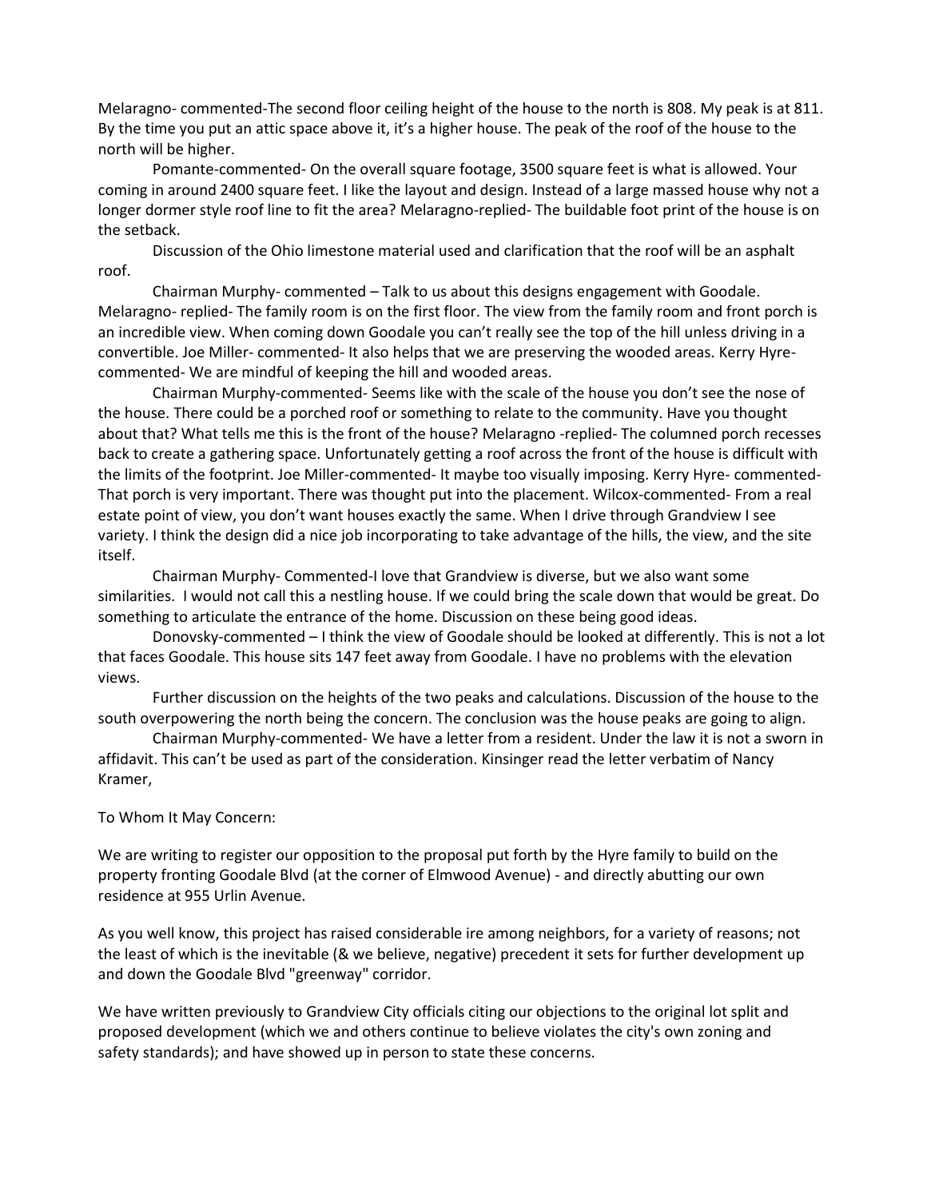Melaragno- commented-The second floor ceiling height of the house to the north is 808. My peak is at 811. By the time you put an attic space above it, it's a higher house. The peak of the roof of the house to the north will be higher.

Pomante-commented- On the overall square footage, 3500 square feet is what is allowed. Your coming in around 2400 square feet. I like the layout and design. Instead of a large massed house why not a longer dormer style roof line to fit the area? Melaragno-replied- The buildable foot print of the house is on the setback.

Discussion of the Ohio limestone material used and clarification that the roof will be an asphalt roof.

Chairman Murphy- commented – Talk to us about this designs engagement with Goodale. Melaragno- replied- The family room is on the first floor. The view from the family room and front porch is an incredible view. When coming down Goodale you can't really see the top of the hill unless driving in a convertible. Joe Miller- commented- It also helps that we are preserving the wooded areas. Kerry Hyre- commented- We are mindful of keeping the hill and wooded areas.

Chairman Murphy-commented- Seems like with the scale of the house you don't see the nose of the house. There could be a porched roof or something to relate to the community. Have you thought about that? What tells me this is the front of the house? Melaragno -replied- The columned porch recesses back to create a gathering space. Unfortunately getting a roof across the front of the house is difficult with the limits of the footprint. Joe Miller-commented- It maybe too visually imposing. Kerry Hyre- commented- That porch is very important. There was thought put into the placement. Wilcox-commented- From a real estate point of view, you don't want houses exactly the same. When I drive through Grandview I see variety. I think the design did a nice job incorporating to take advantage of the hills, the view, and the site itself.

Chairman Murphy- Commented-I love that Grandview is diverse, but we also want some similarities. I would not call this a nestling house. If we could bring the scale down that would be great. Do something to articulate the entrance of the home. Discussion on these being good ideas.

Donovsky-commented – I think the view of Goodale should be looked at differently. This is not a lot that faces Goodale. This house sits 147 feet away from Goodale. I have no problems with the elevation views.

Further discussion on the heights of the two peaks and calculations. Discussion of the house to the south overpowering the north being the concern. The conclusion was the house peaks are going to align.

Chairman Murphy-commented- We have a letter from a resident. Under the law it is not a sworn in affidavit. This can't be used as part of the consideration. Kinsinger read the letter verbatim of Nancy Kramer,

To Whom It May Concern:

We are writing to register our opposition to the proposal put forth by the Hyre family to build on the property fronting Goodale Blvd (at the corner of Elmwood Avenue) - and directly abutting our own residence at 955 Urlin Avenue.

As you well know, this project has raised considerable ire among neighbors, for a variety of reasons; not the least of which is the inevitable (& we believe, negative) precedent it sets for further development up and down the Goodale Blvd "greenway" corridor.

We have written previously to Grandview City officials citing our objections to the original lot split and proposed development (which we and others continue to believe violates the city's own zoning and safety standards); and have showed up in person to state these concerns.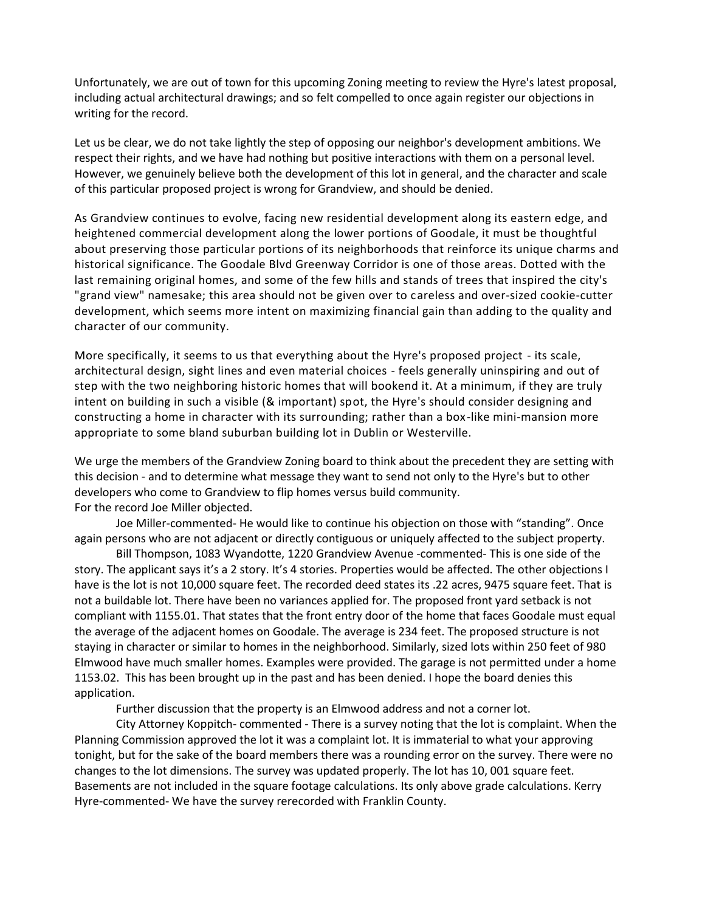Unfortunately, we are out of town for this upcoming Zoning meeting to review the Hyre's latest proposal, including actual architectural drawings; and so felt compelled to once again register our objections in writing for the record.

Let us be clear, we do not take lightly the step of opposing our neighbor's development ambitions. We respect their rights, and we have had nothing but positive interactions with them on a personal level. However, we genuinely believe both the development of this lot in general, and the character and scale of this particular proposed project is wrong for Grandview, and should be denied.

As Grandview continues to evolve, facing new residential development along its eastern edge, and heightened commercial development along the lower portions of Goodale, it must be thoughtful about preserving those particular portions of its neighborhoods that reinforce its unique charms and historical significance. The Goodale Blvd Greenway Corridor is one of those areas. Dotted with the last remaining original homes, and some of the few hills and stands of trees that inspired the city's "grand view" namesake; this area should not be given over to careless and over-sized cookie-cutter development, which seems more intent on maximizing financial gain than adding to the quality and character of our community.

More specifically, it seems to us that everything about the Hyre's proposed project - its scale, architectural design, sight lines and even material choices - feels generally uninspiring and out of step with the two neighboring historic homes that will bookend it. At a minimum, if they are truly intent on building in such a visible (& important) spot, the Hyre's should consider designing and constructing a home in character with its surrounding; rather than a box-like mini-mansion more appropriate to some bland suburban building lot in Dublin or Westerville.

We urge the members of the Grandview Zoning board to think about the precedent they are setting with this decision - and to determine what message they want to send not only to the Hyre's but to other developers who come to Grandview to flip homes versus build community.
For the record Joe Miller objected.

Joe Miller-commented- He would like to continue his objection on those with "standing". Once again persons who are not adjacent or directly contiguous or uniquely affected to the subject property.

Bill Thompson, 1083 Wyandotte, 1220 Grandview Avenue -commented- This is one side of the story. The applicant says it's a 2 story. It's 4 stories. Properties would be affected. The other objections I have is the lot is not 10,000 square feet. The recorded deed states its .22 acres, 9475 square feet. That is not a buildable lot. There have been no variances applied for. The proposed front yard setback is not compliant with 1155.01. That states that the front entry door of the home that faces Goodale must equal the average of the adjacent homes on Goodale. The average is 234 feet. The proposed structure is not staying in character or similar to homes in the neighborhood. Similarly, sized lots within 250 feet of 980 Elmwood have much smaller homes. Examples were provided. The garage is not permitted under a home 1153.02. This has been brought up in the past and has been denied. I hope the board denies this application.

Further discussion that the property is an Elmwood address and not a corner lot.

City Attorney Koppitch- commented - There is a survey noting that the lot is complaint. When the Planning Commission approved the lot it was a complaint lot. It is immaterial to what your approving tonight, but for the sake of the board members there was a rounding error on the survey. There were no changes to the lot dimensions. The survey was updated properly. The lot has 10, 001 square feet. Basements are not included in the square footage calculations. Its only above grade calculations. Kerry Hyre-commented- We have the survey rerecorded with Franklin County.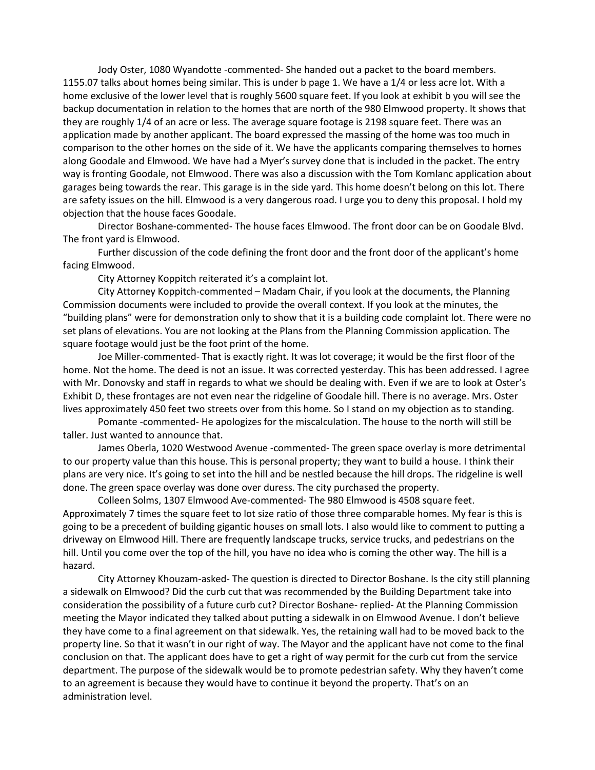Jody Oster, 1080 Wyandotte -commented- She handed out a packet to the board members. 1155.07 talks about homes being similar. This is under b page 1. We have a 1/4 or less acre lot. With a home exclusive of the lower level that is roughly 5600 square feet. If you look at exhibit b you will see the backup documentation in relation to the homes that are north of the 980 Elmwood property. It shows that they are roughly 1/4 of an acre or less. The average square footage is 2198 square feet. There was an application made by another applicant. The board expressed the massing of the home was too much in comparison to the other homes on the side of it. We have the applicants comparing themselves to homes along Goodale and Elmwood. We have had a Myer's survey done that is included in the packet. The entry way is fronting Goodale, not Elmwood. There was also a discussion with the Tom Komlanc application about garages being towards the rear. This garage is in the side yard. This home doesn't belong on this lot. There are safety issues on the hill. Elmwood is a very dangerous road. I urge you to deny this proposal. I hold my objection that the house faces Goodale.

Director Boshane-commented- The house faces Elmwood. The front door can be on Goodale Blvd. The front yard is Elmwood.

Further discussion of the code defining the front door and the front door of the applicant's home facing Elmwood.

City Attorney Koppitch reiterated it's a complaint lot.

City Attorney Koppitch-commented – Madam Chair, if you look at the documents, the Planning Commission documents were included to provide the overall context. If you look at the minutes, the "building plans" were for demonstration only to show that it is a building code complaint lot. There were no set plans of elevations. You are not looking at the Plans from the Planning Commission application. The square footage would just be the foot print of the home.

Joe Miller-commented- That is exactly right. It was lot coverage; it would be the first floor of the home. Not the home. The deed is not an issue. It was corrected yesterday. This has been addressed. I agree with Mr. Donovsky and staff in regards to what we should be dealing with. Even if we are to look at Oster's Exhibit D, these frontages are not even near the ridgeline of Goodale hill. There is no average. Mrs. Oster lives approximately 450 feet two streets over from this home. So I stand on my objection as to standing.

Pomante -commented- He apologizes for the miscalculation. The house to the north will still be taller. Just wanted to announce that.

James Oberla, 1020 Westwood Avenue -commented- The green space overlay is more detrimental to our property value than this house. This is personal property; they want to build a house. I think their plans are very nice. It's going to set into the hill and be nestled because the hill drops. The ridgeline is well done. The green space overlay was done over duress. The city purchased the property.

Colleen Solms, 1307 Elmwood Ave-commented- The 980 Elmwood is 4508 square feet. Approximately 7 times the square feet to lot size ratio of those three comparable homes. My fear is this is going to be a precedent of building gigantic houses on small lots. I also would like to comment to putting a driveway on Elmwood Hill. There are frequently landscape trucks, service trucks, and pedestrians on the hill. Until you come over the top of the hill, you have no idea who is coming the other way. The hill is a hazard.

City Attorney Khouzam-asked- The question is directed to Director Boshane. Is the city still planning a sidewalk on Elmwood? Did the curb cut that was recommended by the Building Department take into consideration the possibility of a future curb cut? Director Boshane- replied- At the Planning Commission meeting the Mayor indicated they talked about putting a sidewalk in on Elmwood Avenue. I don't believe they have come to a final agreement on that sidewalk. Yes, the retaining wall had to be moved back to the property line. So that it wasn't in our right of way. The Mayor and the applicant have not come to the final conclusion on that. The applicant does have to get a right of way permit for the curb cut from the service department. The purpose of the sidewalk would be to promote pedestrian safety. Why they haven't come to an agreement is because they would have to continue it beyond the property. That's on an administration level.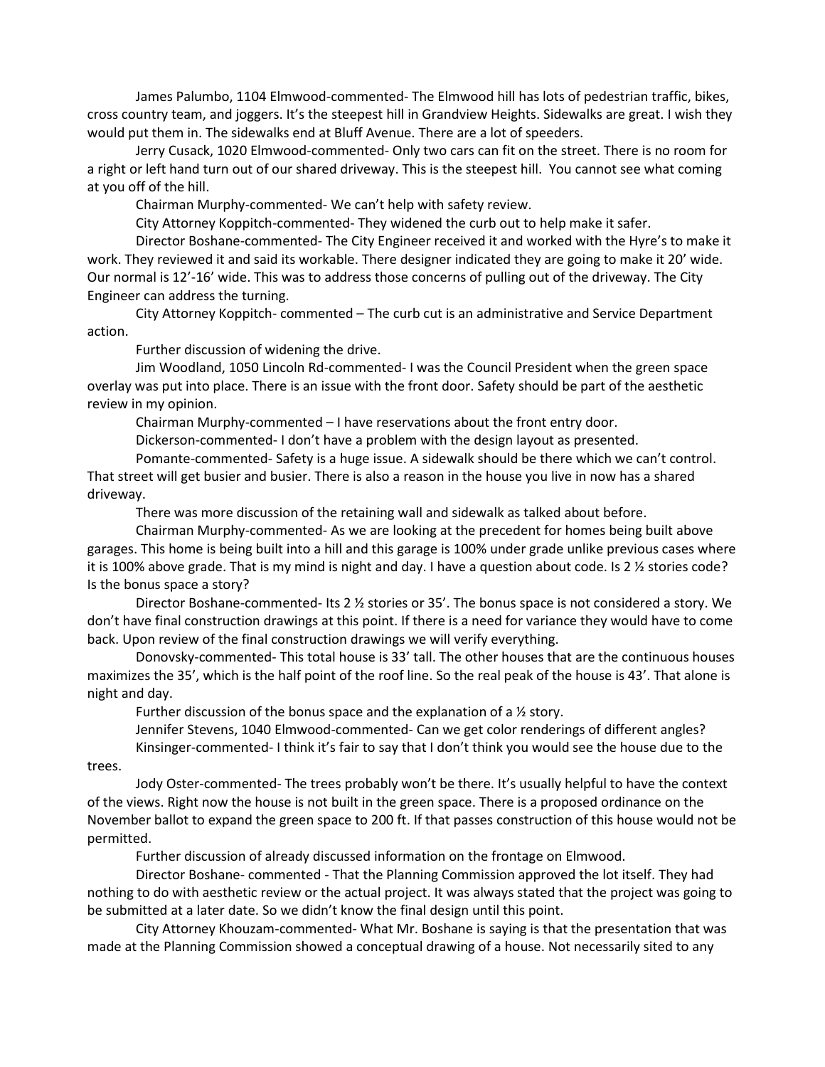James Palumbo, 1104 Elmwood-commented- The Elmwood hill has lots of pedestrian traffic, bikes, cross country team, and joggers. It's the steepest hill in Grandview Heights. Sidewalks are great. I wish they would put them in. The sidewalks end at Bluff Avenue. There are a lot of speeders.

Jerry Cusack, 1020 Elmwood-commented- Only two cars can fit on the street. There is no room for a right or left hand turn out of our shared driveway. This is the steepest hill. You cannot see what coming at you off of the hill.

Chairman Murphy-commented- We can't help with safety review.

City Attorney Koppitch-commented- They widened the curb out to help make it safer.

Director Boshane-commented- The City Engineer received it and worked with the Hyre's to make it work. They reviewed it and said its workable. There designer indicated they are going to make it 20' wide. Our normal is 12'-16' wide. This was to address those concerns of pulling out of the driveway. The City Engineer can address the turning.

City Attorney Koppitch- commented – The curb cut is an administrative and Service Department action.

Further discussion of widening the drive.

Jim Woodland, 1050 Lincoln Rd-commented- I was the Council President when the green space overlay was put into place. There is an issue with the front door. Safety should be part of the aesthetic review in my opinion.

Chairman Murphy-commented – I have reservations about the front entry door.

Dickerson-commented- I don't have a problem with the design layout as presented.

Pomante-commented- Safety is a huge issue. A sidewalk should be there which we can't control. That street will get busier and busier. There is also a reason in the house you live in now has a shared driveway.

There was more discussion of the retaining wall and sidewalk as talked about before.

Chairman Murphy-commented- As we are looking at the precedent for homes being built above garages. This home is being built into a hill and this garage is 100% under grade unlike previous cases where it is 100% above grade. That is my mind is night and day. I have a question about code. Is 2 ½ stories code? Is the bonus space a story?

Director Boshane-commented- Its 2 ½ stories or 35'. The bonus space is not considered a story. We don't have final construction drawings at this point. If there is a need for variance they would have to come back. Upon review of the final construction drawings we will verify everything.

Donovsky-commented- This total house is 33' tall. The other houses that are the continuous houses maximizes the 35', which is the half point of the roof line. So the real peak of the house is 43'. That alone is night and day.

Further discussion of the bonus space and the explanation of a ½ story.

Jennifer Stevens, 1040 Elmwood-commented- Can we get color renderings of different angles?

Kinsinger-commented- I think it's fair to say that I don't think you would see the house due to the trees.

Jody Oster-commented- The trees probably won't be there. It's usually helpful to have the context of the views. Right now the house is not built in the green space. There is a proposed ordinance on the November ballot to expand the green space to 200 ft. If that passes construction of this house would not be permitted.

Further discussion of already discussed information on the frontage on Elmwood.

Director Boshane- commented - That the Planning Commission approved the lot itself. They had nothing to do with aesthetic review or the actual project. It was always stated that the project was going to be submitted at a later date. So we didn't know the final design until this point.

City Attorney Khouzam-commented- What Mr. Boshane is saying is that the presentation that was made at the Planning Commission showed a conceptual drawing of a house. Not necessarily sited to any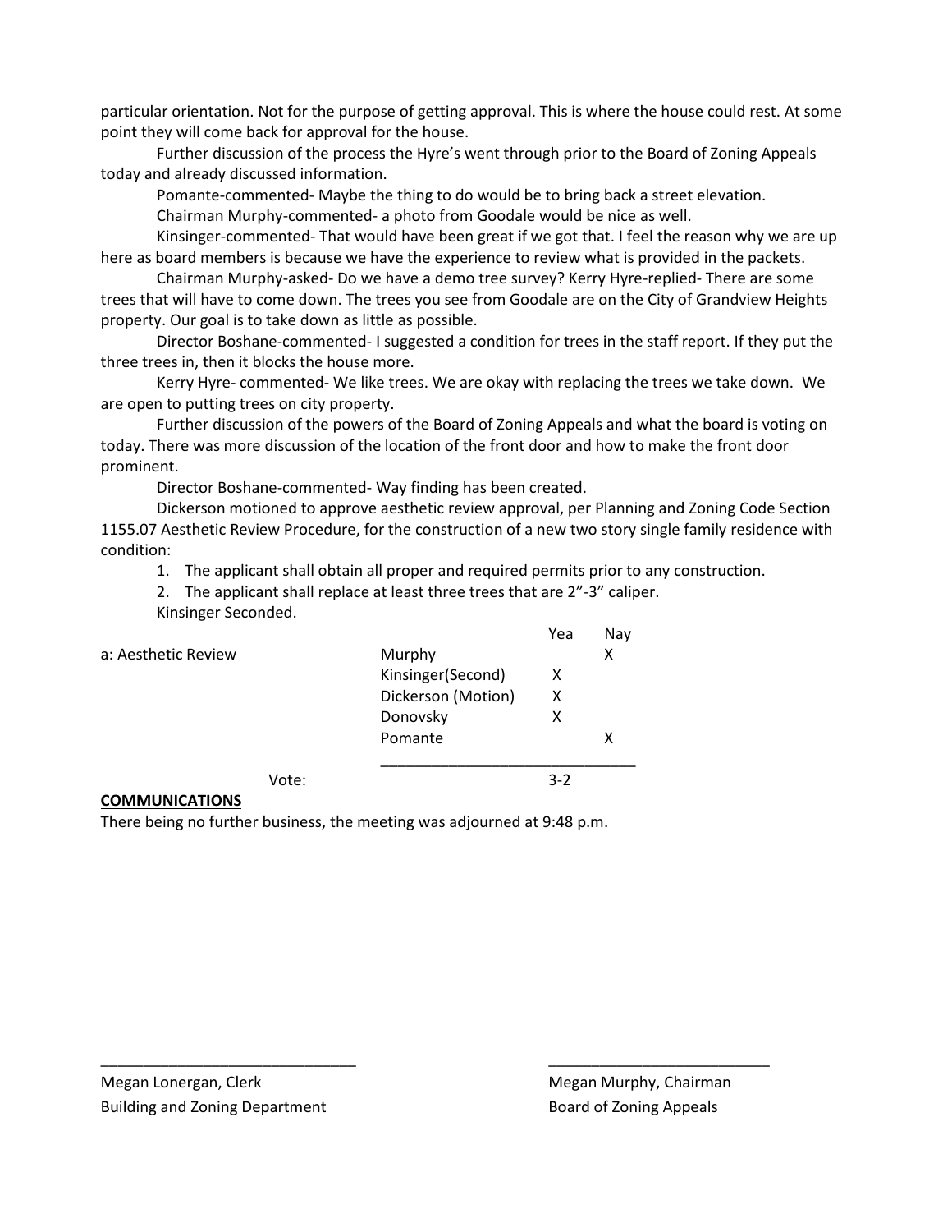particular orientation. Not for the purpose of getting approval. This is where the house could rest. At some point they will come back for approval for the house.

Further discussion of the process the Hyre's went through prior to the Board of Zoning Appeals today and already discussed information.

Pomante-commented- Maybe the thing to do would be to bring back a street elevation.

Chairman Murphy-commented- a photo from Goodale would be nice as well.

Kinsinger-commented- That would have been great if we got that. I feel the reason why we are up here as board members is because we have the experience to review what is provided in the packets.

Chairman Murphy-asked- Do we have a demo tree survey? Kerry Hyre-replied- There are some trees that will have to come down. The trees you see from Goodale are on the City of Grandview Heights property. Our goal is to take down as little as possible.

Director Boshane-commented- I suggested a condition for trees in the staff report. If they put the three trees in, then it blocks the house more.

Kerry Hyre- commented- We like trees. We are okay with replacing the trees we take down. We are open to putting trees on city property.

Further discussion of the powers of the Board of Zoning Appeals and what the board is voting on today. There was more discussion of the location of the front door and how to make the front door prominent.

Director Boshane-commented- Way finding has been created.

Dickerson motioned to approve aesthetic review approval, per Planning and Zoning Code Section 1155.07 Aesthetic Review Procedure, for the construction of a new two story single family residence with condition:

1. The applicant shall obtain all proper and required permits prior to any construction.
2. The applicant shall replace at least three trees that are 2"-3" caliper.

Kinsinger Seconded.

| | | Yea | Nay |
|---|---|---|---|
| a: Aesthetic Review | Murphy | | X |
| | Kinsinger(Second) | X | |
| | Dickerson (Motion) | X | |
| | Donovsky | X | |
| | Pomante | | X |
| Vote: | | 3-2 | |

**COMMUNICATIONS**

There being no further business, the meeting was adjourned at 9:48 p.m.

______________________________
Megan Lonergan, Clerk
Building and Zoning Department

______________________________
Megan Murphy, Chairman
Board of Zoning Appeals